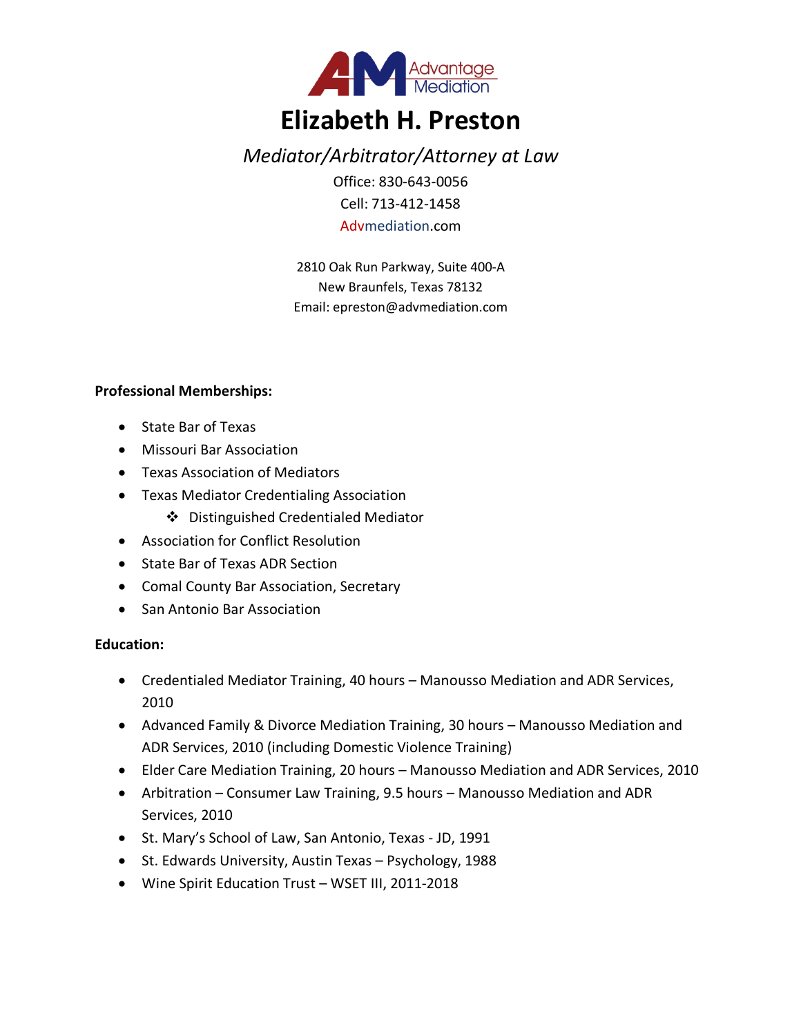# Elizabeth H. Preston

*Mediator/Arbitrator/Attorney at Law*

Office: 830-643-0056
Cell: 713-412-1458
Advmediation.com

2810 Oak Run Parkway, Suite 400-A
New Braunfels, Texas 78132
Email: epreston@advmediation.com

**Professional Memberships:**

- State Bar of Texas
- Missouri Bar Association
- Texas Association of Mediators
- Texas Mediator Credentialing Association
  - Distinguished Credentialed Mediator
- Association for Conflict Resolution
- State Bar of Texas ADR Section
- Comal County Bar Association, Secretary
- San Antonio Bar Association

**Education:**

- Credentialed Mediator Training, 40 hours – Manousso Mediation and ADR Services, 2010
- Advanced Family & Divorce Mediation Training, 30 hours – Manousso Mediation and ADR Services, 2010 (including Domestic Violence Training)
- Elder Care Mediation Training, 20 hours – Manousso Mediation and ADR Services, 2010
- Arbitration – Consumer Law Training, 9.5 hours – Manousso Mediation and ADR Services, 2010
- St. Mary's School of Law, San Antonio, Texas - JD, 1991
- St. Edwards University, Austin Texas – Psychology, 1988
- Wine Spirit Education Trust – WSET III, 2011-2018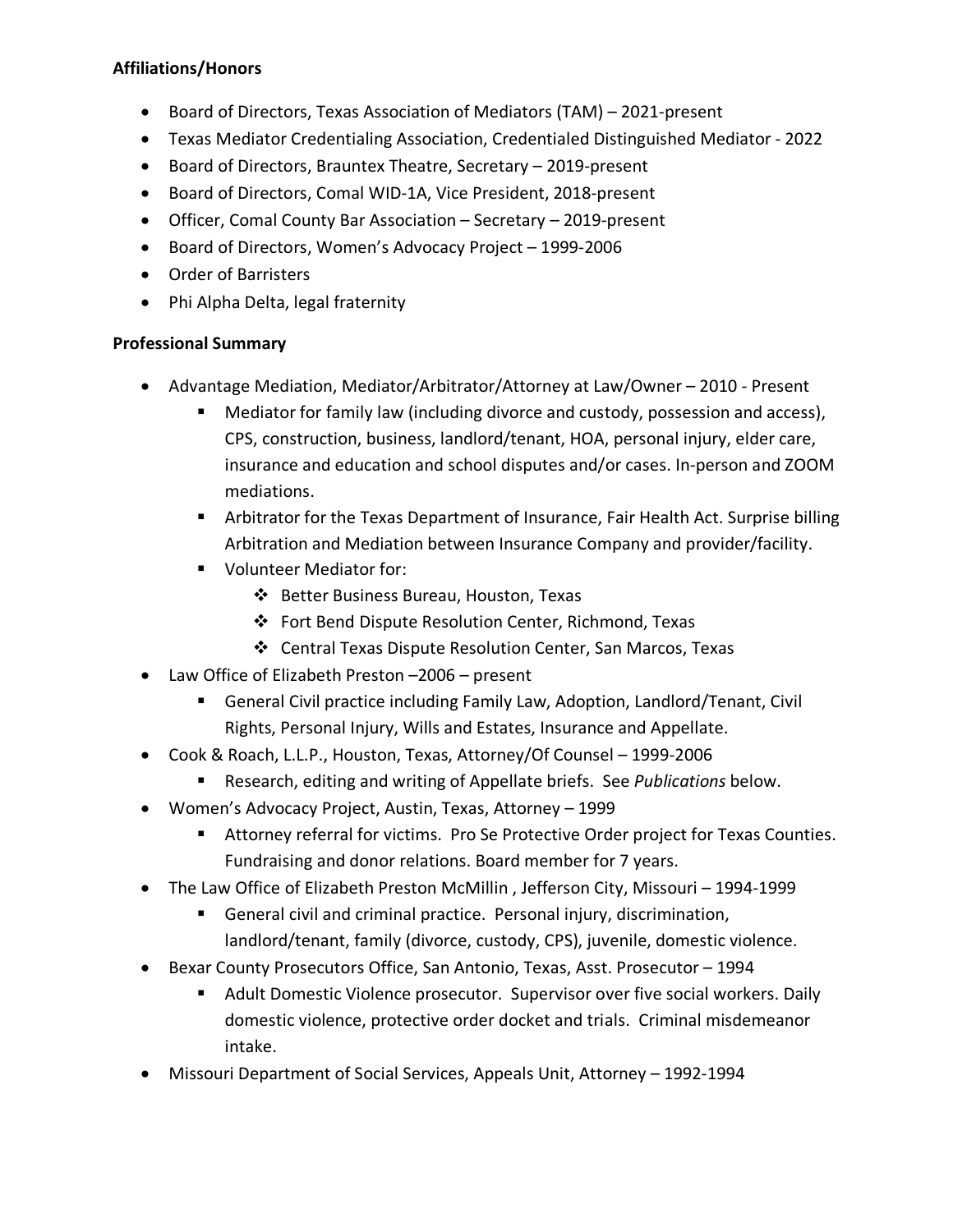**Affiliations/Honors**

- Board of Directors, Texas Association of Mediators (TAM) – 2021-present
- Texas Mediator Credentialing Association, Credentialed Distinguished Mediator - 2022
- Board of Directors, Brauntex Theatre, Secretary – 2019-present
- Board of Directors, Comal WID-1A, Vice President, 2018-present
- Officer, Comal County Bar Association – Secretary – 2019-present
- Board of Directors, Women's Advocacy Project – 1999-2006
- Order of Barristers
- Phi Alpha Delta, legal fraternity

**Professional Summary**

- Advantage Mediation, Mediator/Arbitrator/Attorney at Law/Owner – 2010 - Present
    - Mediator for family law (including divorce and custody, possession and access), CPS, construction, business, landlord/tenant, HOA, personal injury, elder care, insurance and education and school disputes and/or cases. In-person and ZOOM mediations.
    - Arbitrator for the Texas Department of Insurance, Fair Health Act. Surprise billing Arbitration and Mediation between Insurance Company and provider/facility.
    - Volunteer Mediator for:
        - Better Business Bureau, Houston, Texas
        - Fort Bend Dispute Resolution Center, Richmond, Texas
        - Central Texas Dispute Resolution Center, San Marcos, Texas
- Law Office of Elizabeth Preston –2006 – present
    - General Civil practice including Family Law, Adoption, Landlord/Tenant, Civil Rights, Personal Injury, Wills and Estates, Insurance and Appellate.
- Cook & Roach, L.L.P., Houston, Texas, Attorney/Of Counsel – 1999-2006
    - Research, editing and writing of Appellate briefs. See *Publications* below.
- Women's Advocacy Project, Austin, Texas, Attorney – 1999
    - Attorney referral for victims. Pro Se Protective Order project for Texas Counties. Fundraising and donor relations. Board member for 7 years.
- The Law Office of Elizabeth Preston McMillin , Jefferson City, Missouri – 1994-1999
    - General civil and criminal practice. Personal injury, discrimination, landlord/tenant, family (divorce, custody, CPS), juvenile, domestic violence.
- Bexar County Prosecutors Office, San Antonio, Texas, Asst. Prosecutor – 1994
    - Adult Domestic Violence prosecutor. Supervisor over five social workers. Daily domestic violence, protective order docket and trials. Criminal misdemeanor intake.
- Missouri Department of Social Services, Appeals Unit, Attorney – 1992-1994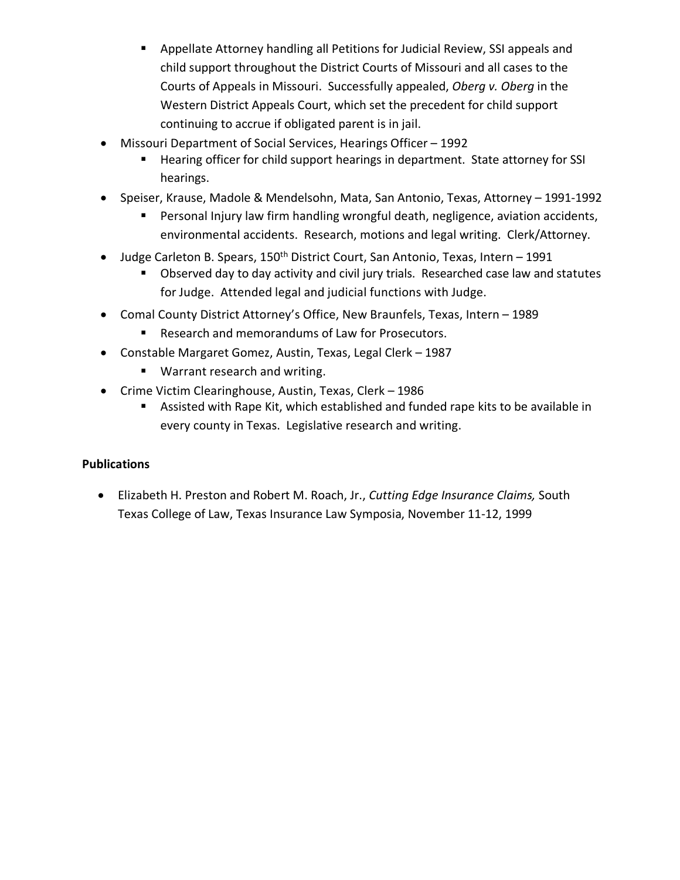- Appellate Attorney handling all Petitions for Judicial Review, SSI appeals and child support throughout the District Courts of Missouri and all cases to the Courts of Appeals in Missouri. Successfully appealed, *Oberg v. Oberg* in the Western District Appeals Court, which set the precedent for child support continuing to accrue if obligated parent is in jail.
- Missouri Department of Social Services, Hearings Officer – 1992
    - Hearing officer for child support hearings in department. State attorney for SSI hearings.
- Speiser, Krause, Madole & Mendelsohn, Mata, San Antonio, Texas, Attorney – 1991-1992
    - Personal Injury law firm handling wrongful death, negligence, aviation accidents, environmental accidents. Research, motions and legal writing. Clerk/Attorney.
- Judge Carleton B. Spears, 150th District Court, San Antonio, Texas, Intern – 1991
    - Observed day to day activity and civil jury trials. Researched case law and statutes for Judge. Attended legal and judicial functions with Judge.
- Comal County District Attorney's Office, New Braunfels, Texas, Intern – 1989
    - Research and memorandums of Law for Prosecutors.
- Constable Margaret Gomez, Austin, Texas, Legal Clerk – 1987
    - Warrant research and writing.
- Crime Victim Clearinghouse, Austin, Texas, Clerk – 1986
    - Assisted with Rape Kit, which established and funded rape kits to be available in every county in Texas. Legislative research and writing.

**Publications**

- Elizabeth H. Preston and Robert M. Roach, Jr., *Cutting Edge Insurance Claims,* South Texas College of Law, Texas Insurance Law Symposia, November 11-12, 1999